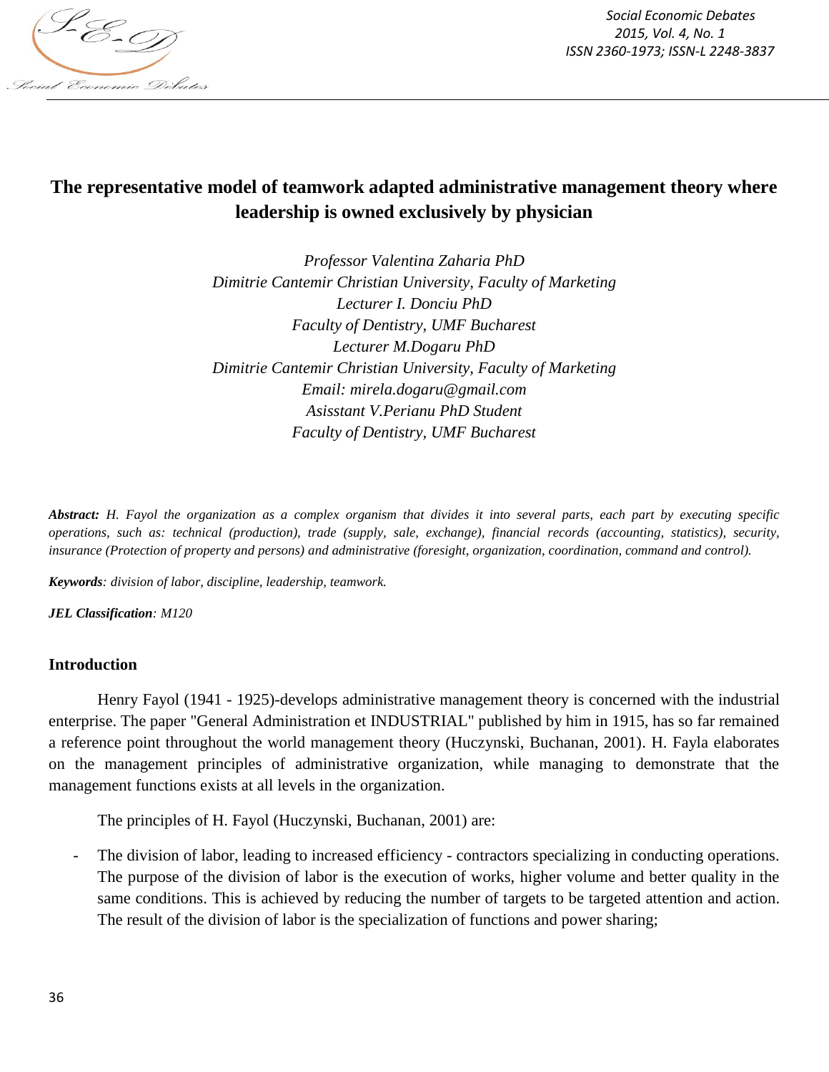# The representative model of teamwork adapted administrative management theory where leadership is owned exclusively by physician

*Professor Valentina Zaharia PhD*
*Dimitrie Cantemir Christian University, Faculty of Marketing*
*Lecturer I. Donciu PhD*
*Faculty of Dentistry, UMF Bucharest*
*Lecturer M.Dogaru PhD*
*Dimitrie Cantemir Christian University, Faculty of Marketing*
*Email: mirela.dogaru@gmail.com*
*Asisstant V.Perianu PhD Student*
*Faculty of Dentistry, UMF Bucharest*

***Abstract:*** *H. Fayol the organization as a complex organism that divides it into several parts, each part by executing specific operations, such as: technical (production), trade (supply, sale, exchange), financial records (accounting, statistics), security, insurance (Protection of property and persons) and administrative (foresight, organization, coordination, command and control).*

***Keywords****: division of labor, discipline, leadership, teamwork.*

***JEL Classification****: M120*

## Introduction

Henry Fayol (1941 - 1925)-develops administrative management theory is concerned with the industrial enterprise. The paper "General Administration et INDUSTRIAL" published by him in 1915, has so far remained a reference point throughout the world management theory (Huczynski, Buchanan, 2001). H. Fayla elaborates on the management principles of administrative organization, while managing to demonstrate that the management functions exists at all levels in the organization.

The principles of H. Fayol (Huczynski, Buchanan, 2001) are:

- The division of labor, leading to increased efficiency - contractors specializing in conducting operations. The purpose of the division of labor is the execution of works, higher volume and better quality in the same conditions. This is achieved by reducing the number of targets to be targeted attention and action. The result of the division of labor is the specialization of functions and power sharing;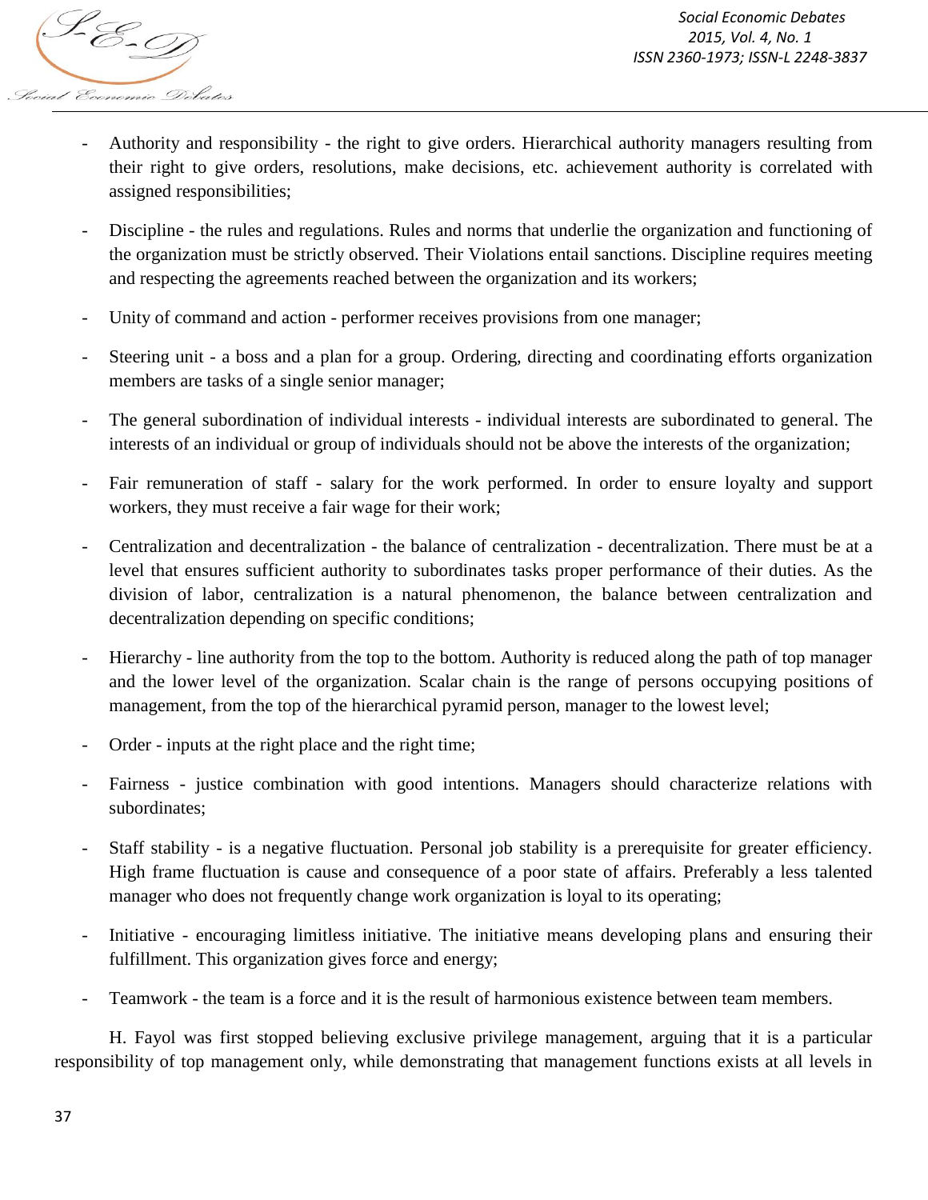- Authority and responsibility - the right to give orders. Hierarchical authority managers resulting from their right to give orders, resolutions, make decisions, etc. achievement authority is correlated with assigned responsibilities;
- Discipline - the rules and regulations. Rules and norms that underlie the organization and functioning of the organization must be strictly observed. Their Violations entail sanctions. Discipline requires meeting and respecting the agreements reached between the organization and its workers;
- Unity of command and action - performer receives provisions from one manager;
- Steering unit - a boss and a plan for a group. Ordering, directing and coordinating efforts organization members are tasks of a single senior manager;
- The general subordination of individual interests - individual interests are subordinated to general. The interests of an individual or group of individuals should not be above the interests of the organization;
- Fair remuneration of staff - salary for the work performed. In order to ensure loyalty and support workers, they must receive a fair wage for their work;
- Centralization and decentralization - the balance of centralization - decentralization. There must be at a level that ensures sufficient authority to subordinates tasks proper performance of their duties. As the division of labor, centralization is a natural phenomenon, the balance between centralization and decentralization depending on specific conditions;
- Hierarchy - line authority from the top to the bottom. Authority is reduced along the path of top manager and the lower level of the organization. Scalar chain is the range of persons occupying positions of management, from the top of the hierarchical pyramid person, manager to the lowest level;
- Order - inputs at the right place and the right time;
- Fairness - justice combination with good intentions. Managers should characterize relations with subordinates;
- Staff stability - is a negative fluctuation. Personal job stability is a prerequisite for greater efficiency. High frame fluctuation is cause and consequence of a poor state of affairs. Preferably a less talented manager who does not frequently change work organization is loyal to its operating;
- Initiative - encouraging limitless initiative. The initiative means developing plans and ensuring their fulfillment. This organization gives force and energy;
- Teamwork - the team is a force and it is the result of harmonious existence between team members.

H. Fayol was first stopped believing exclusive privilege management, arguing that it is a particular responsibility of top management only, while demonstrating that management functions exists at all levels in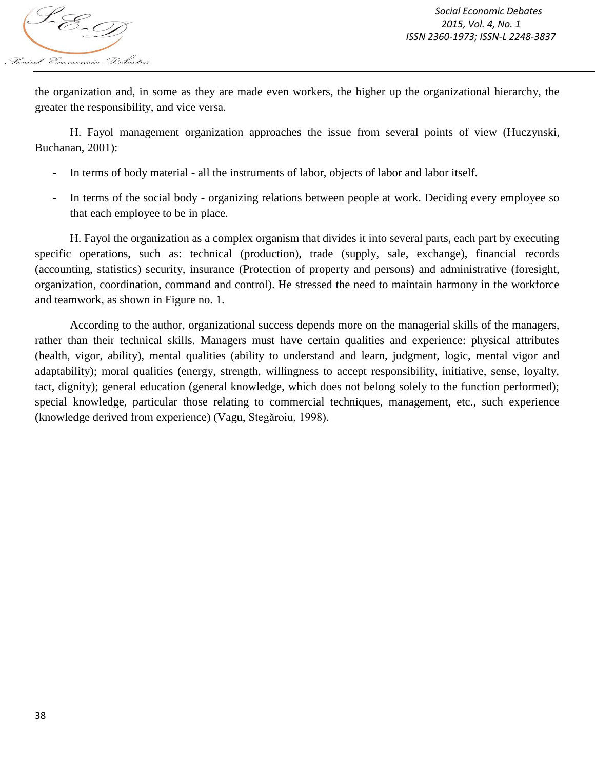the organization and, in some as they are made even workers, the higher up the organizational hierarchy, the greater the responsibility, and vice versa.

H. Fayol management organization approaches the issue from several points of view (Huczynski, Buchanan, 2001):

- In terms of body material - all the instruments of labor, objects of labor and labor itself.
- In terms of the social body - organizing relations between people at work. Deciding every employee so that each employee to be in place.

H. Fayol the organization as a complex organism that divides it into several parts, each part by executing specific operations, such as: technical (production), trade (supply, sale, exchange), financial records (accounting, statistics) security, insurance (Protection of property and persons) and administrative (foresight, organization, coordination, command and control). He stressed the need to maintain harmony in the workforce and teamwork, as shown in Figure no. 1.

According to the author, organizational success depends more on the managerial skills of the managers, rather than their technical skills. Managers must have certain qualities and experience: physical attributes (health, vigor, ability), mental qualities (ability to understand and learn, judgment, logic, mental vigor and adaptability); moral qualities (energy, strength, willingness to accept responsibility, initiative, sense, loyalty, tact, dignity); general education (general knowledge, which does not belong solely to the function performed); special knowledge, particular those relating to commercial techniques, management, etc., such experience (knowledge derived from experience) (Vagu, Stegăroiu, 1998).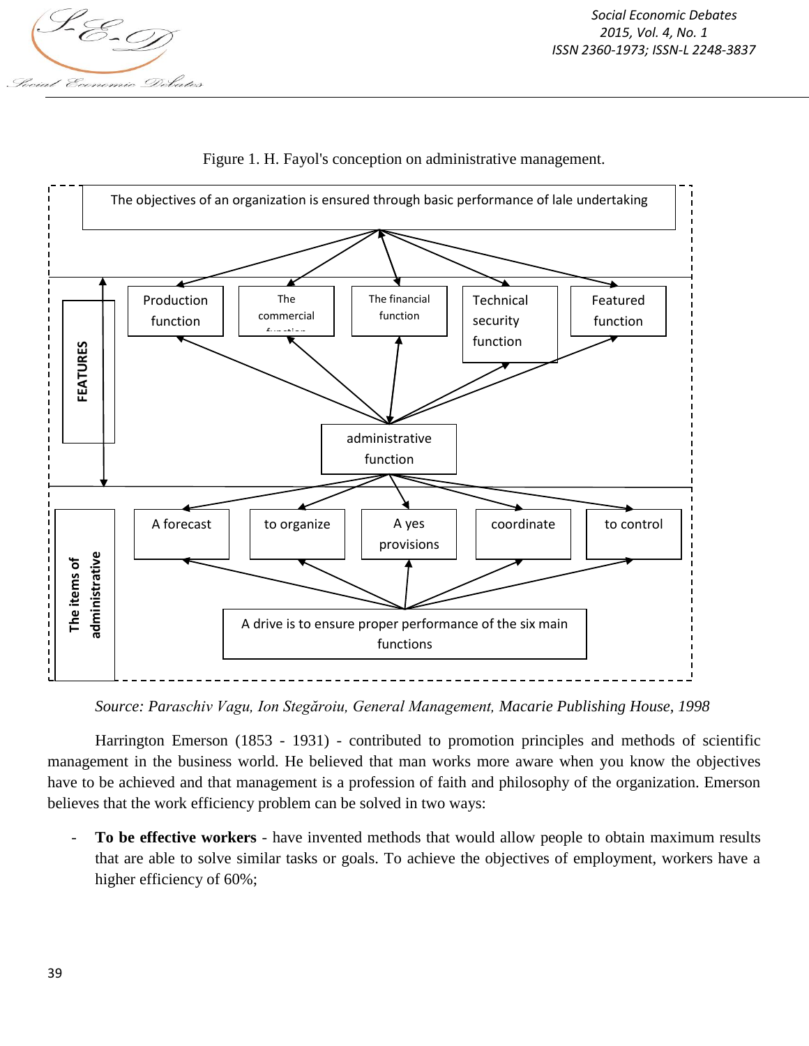Figure 1. H. Fayol's conception on administrative management.

The objectives of an organization is ensured through basic performance of lale undertaking

FEATURES

Production function

The commercial function

The financial function

Technical security function

Featured function

administrative function

The items of administrative

A forecast

to organize

A yes provisions

coordinate

to control

A drive is to ensure proper performance of the six main functions

*Source: Paraschiv Vagu, Ion Stegăroiu, General Management, Macarie Publishing House, 1998*

Harrington Emerson (1853 - 1931) - contributed to promotion principles and methods of scientific management in the business world. He believed that man works more aware when you know the objectives have to be achieved and that management is a profession of faith and philosophy of the organization. Emerson believes that the work efficiency problem can be solved in two ways:

- **To be effective workers** - have invented methods that would allow people to obtain maximum results that are able to solve similar tasks or goals. To achieve the objectives of employment, workers have a higher efficiency of 60%;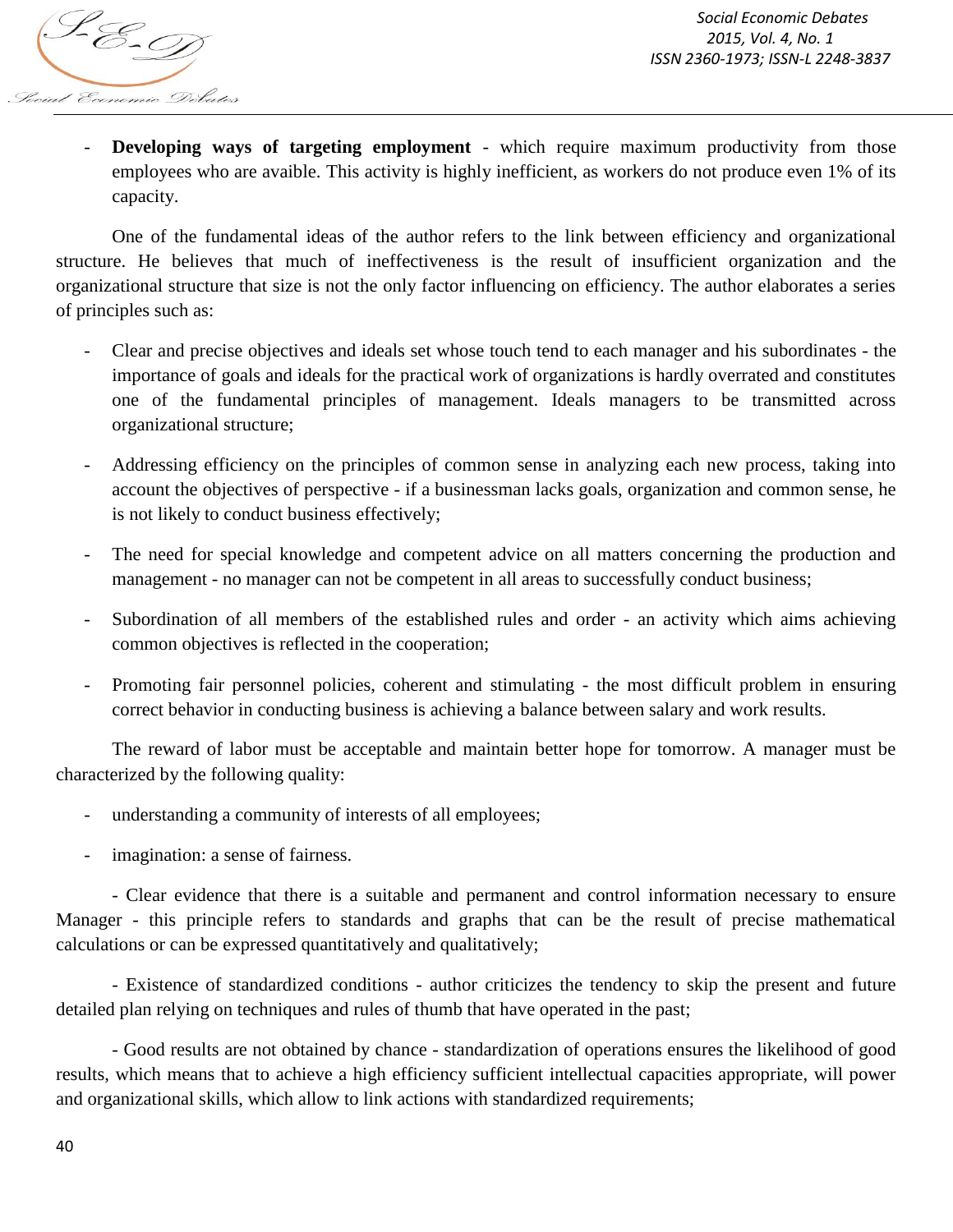- **Developing ways of targeting employment** - which require maximum productivity from those employees who are avaible. This activity is highly inefficient, as workers do not produce even 1% of its capacity.

One of the fundamental ideas of the author refers to the link between efficiency and organizational structure. He believes that much of ineffectiveness is the result of insufficient organization and the organizational structure that size is not the only factor influencing on efficiency. The author elaborates a series of principles such as:

- Clear and precise objectives and ideals set whose touch tend to each manager and his subordinates - the importance of goals and ideals for the practical work of organizations is hardly overrated and constitutes one of the fundamental principles of management. Ideals managers to be transmitted across organizational structure;
- Addressing efficiency on the principles of common sense in analyzing each new process, taking into account the objectives of perspective - if a businessman lacks goals, organization and common sense, he is not likely to conduct business effectively;
- The need for special knowledge and competent advice on all matters concerning the production and management - no manager can not be competent in all areas to successfully conduct business;
- Subordination of all members of the established rules and order - an activity which aims achieving common objectives is reflected in the cooperation;
- Promoting fair personnel policies, coherent and stimulating - the most difficult problem in ensuring correct behavior in conducting business is achieving a balance between salary and work results.

The reward of labor must be acceptable and maintain better hope for tomorrow. A manager must be characterized by the following quality:

- understanding a community of interests of all employees;
- imagination: a sense of fairness.

- Clear evidence that there is a suitable and permanent and control information necessary to ensure Manager - this principle refers to standards and graphs that can be the result of precise mathematical calculations or can be expressed quantitatively and qualitatively;

- Existence of standardized conditions - author criticizes the tendency to skip the present and future detailed plan relying on techniques and rules of thumb that have operated in the past;

- Good results are not obtained by chance - standardization of operations ensures the likelihood of good results, which means that to achieve a high efficiency sufficient intellectual capacities appropriate, will power and organizational skills, which allow to link actions with standardized requirements;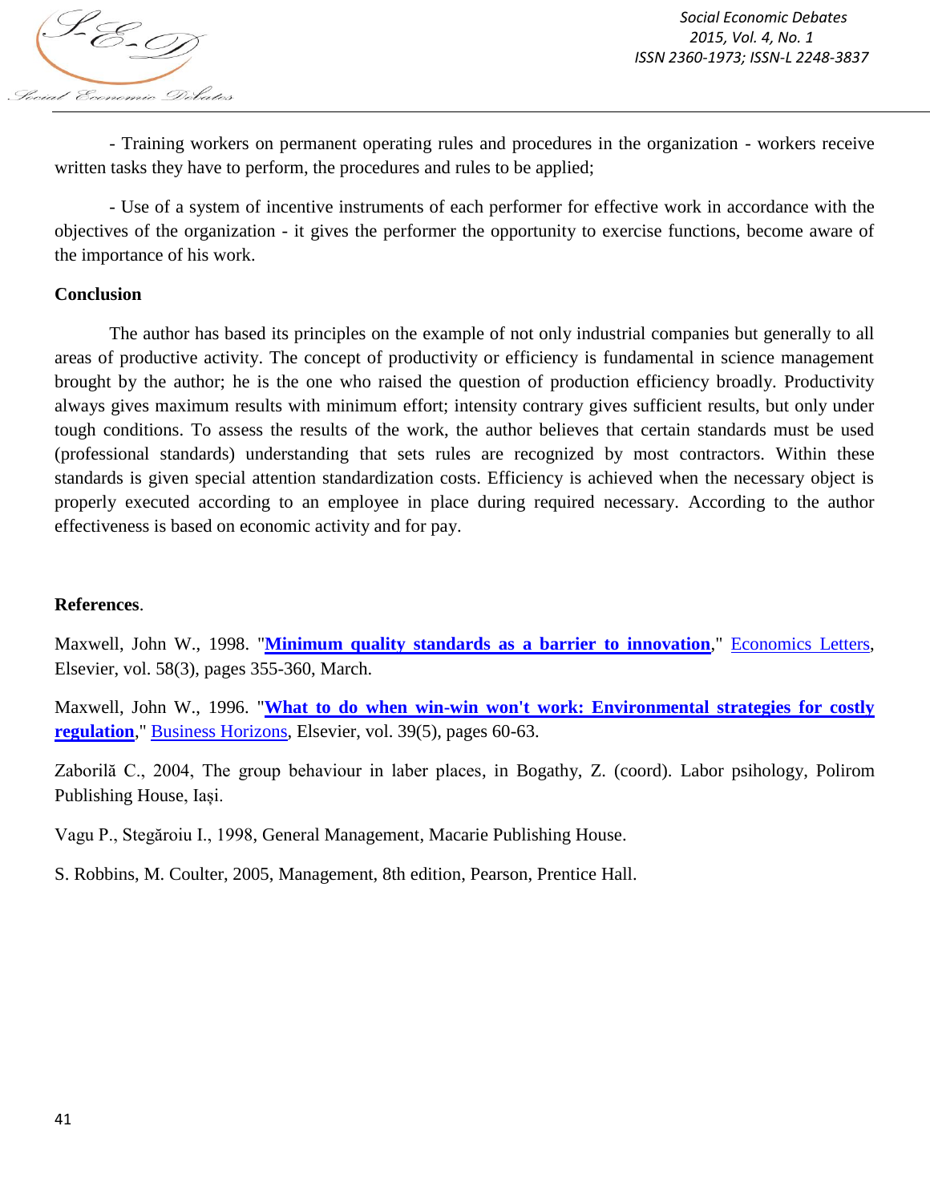- Training workers on permanent operating rules and procedures in the organization - workers receive written tasks they have to perform, the procedures and rules to be applied;

- Use of a system of incentive instruments of each performer for effective work in accordance with the objectives of the organization - it gives the performer the opportunity to exercise functions, become aware of the importance of his work.

## Conclusion

The author has based its principles on the example of not only industrial companies but generally to all areas of productive activity. The concept of productivity or efficiency is fundamental in science management brought by the author; he is the one who raised the question of production efficiency broadly. Productivity always gives maximum results with minimum effort; intensity contrary gives sufficient results, but only under tough conditions. To assess the results of the work, the author believes that certain standards must be used (professional standards) understanding that sets rules are recognized by most contractors. Within these standards is given special attention standardization costs. Efficiency is achieved when the necessary object is properly executed according to an employee in place during required necessary. According to the author effectiveness is based on economic activity and for pay.

## References.

Maxwell, John W., 1998. "**Minimum quality standards as a barrier to innovation**," Economics Letters, Elsevier, vol. 58(3), pages 355-360, March.

Maxwell, John W., 1996. "**What to do when win-win won't work: Environmental strategies for costly regulation**," Business Horizons, Elsevier, vol. 39(5), pages 60-63.

Zaborilă C., 2004, The group behaviour in laber places, in Bogathy, Z. (coord). Labor psihology, Polirom Publishing House, Iași.

Vagu P., Stegăroiu I., 1998, General Management, Macarie Publishing House.

S. Robbins, M. Coulter, 2005, Management, 8th edition, Pearson, Prentice Hall.